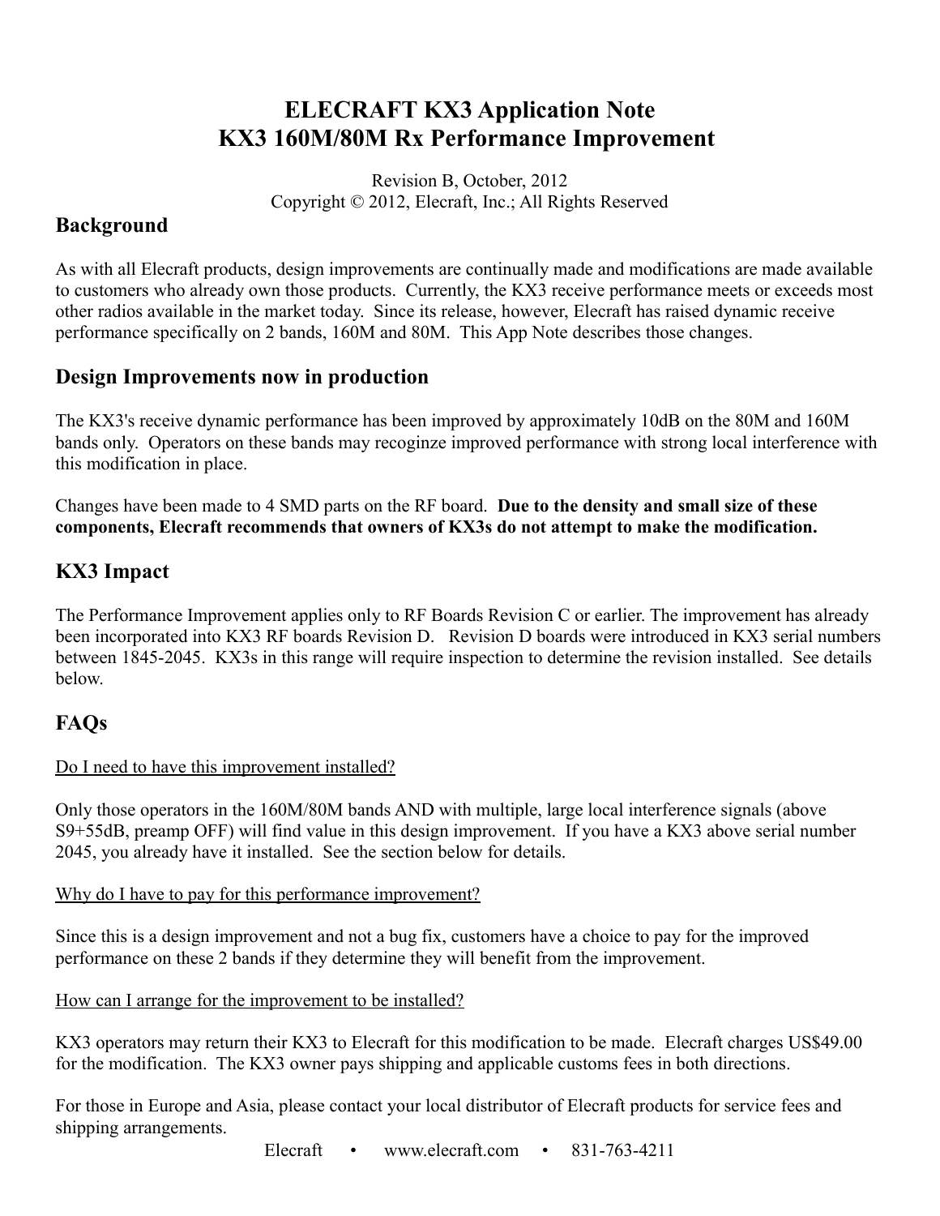# ELECRAFT KX3 Application Note
# KX3 160M/80M Rx Performance Improvement

Revision B, October, 2012
Copyright © 2012, Elecraft, Inc.; All Rights Reserved

## Background

As with all Elecraft products, design improvements are continually made and modifications are made available to customers who already own those products. Currently, the KX3 receive performance meets or exceeds most other radios available in the market today. Since its release, however, Elecraft has raised dynamic receive performance specifically on 2 bands, 160M and 80M. This App Note describes those changes.

## Design Improvements now in production

The KX3's receive dynamic performance has been improved by approximately 10dB on the 80M and 160M bands only. Operators on these bands may recoginze improved performance with strong local interference with this modification in place.

Changes have been made to 4 SMD parts on the RF board. **Due to the density and small size of these components, Elecraft recommends that owners of KX3s do not attempt to make the modification.**

## KX3 Impact

The Performance Improvement applies only to RF Boards Revision C or earlier. The improvement has already been incorporated into KX3 RF boards Revision D. Revision D boards were introduced in KX3 serial numbers between 1845-2045. KX3s in this range will require inspection to determine the revision installed. See details below.

## FAQs

Do I need to have this improvement installed?

Only those operators in the 160M/80M bands AND with multiple, large local interference signals (above S9+55dB, preamp OFF) will find value in this design improvement. If you have a KX3 above serial number 2045, you already have it installed. See the section below for details.

Why do I have to pay for this performance improvement?

Since this is a design improvement and not a bug fix, customers have a choice to pay for the improved performance on these 2 bands if they determine they will benefit from the improvement.

How can I arrange for the improvement to be installed?

KX3 operators may return their KX3 to Elecraft for this modification to be made. Elecraft charges US$49.00 for the modification. The KX3 owner pays shipping and applicable customs fees in both directions.

For those in Europe and Asia, please contact your local distributor of Elecraft products for service fees and shipping arrangements.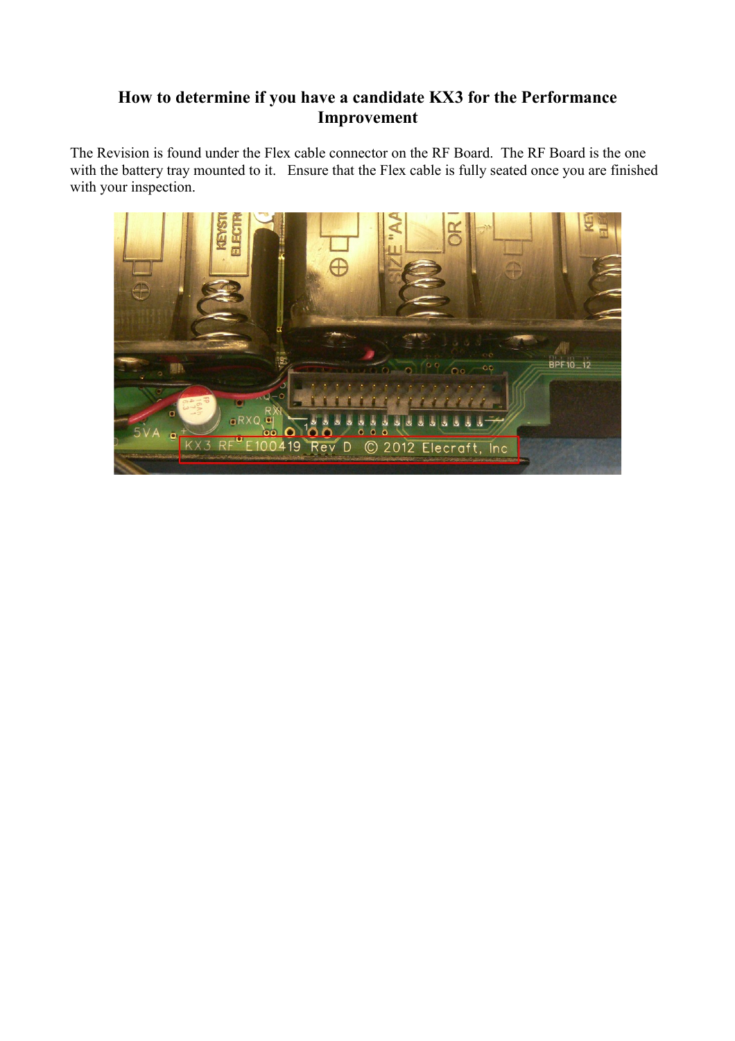# How to determine if you have a candidate KX3 for the Performance Improvement

The Revision is found under the Flex cable connector on the RF Board. The RF Board is the one with the battery tray mounted to it. Ensure that the Flex cable is fully seated once you are finished with your inspection.